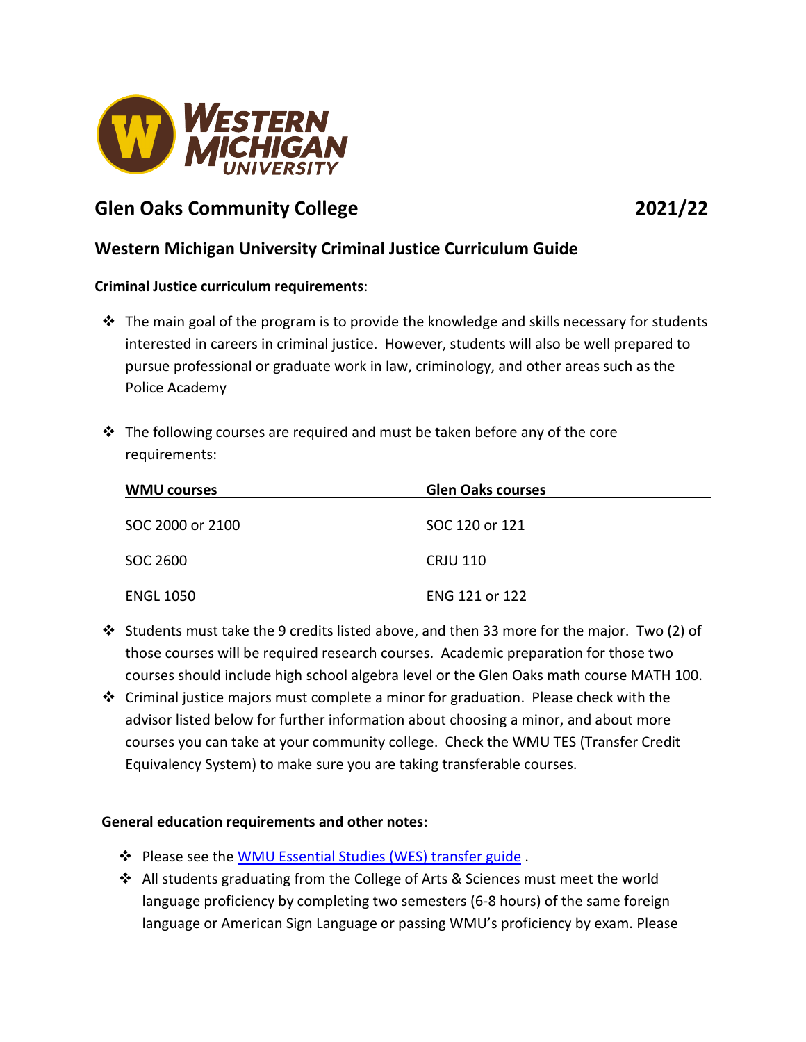## Glen Oaks Community College 2021/22

### Western Michigan University Criminal Justice Curriculum Guide

**Criminal Justice curriculum requirements**:

- The main goal of the program is to provide the knowledge and skills necessary for students interested in careers in criminal justice. However, students will also be well prepared to pursue professional or graduate work in law, criminology, and other areas such as the Police Academy
- The following courses are required and must be taken before any of the core requirements:

| WMU courses | Glen Oaks courses |
|---|---|
| SOC 2000 or 2100 | SOC 120 or 121 |
| SOC 2600 | CRJU 110 |
| ENGL 1050 | ENG 121 or 122 |

- Students must take the 9 credits listed above, and then 33 more for the major. Two (2) of those courses will be required research courses. Academic preparation for those two courses should include high school algebra level or the Glen Oaks math course MATH 100.
- Criminal justice majors must complete a minor for graduation. Please check with the advisor listed below for further information about choosing a minor, and about more courses you can take at your community college. Check the WMU TES (Transfer Credit Equivalency System) to make sure you are taking transferable courses.

**General education requirements and other notes:**

- Please see the WMU Essential Studies (WES) transfer guide .
- All students graduating from the College of Arts & Sciences must meet the world language proficiency by completing two semesters (6-8 hours) of the same foreign language or American Sign Language or passing WMU's proficiency by exam. Please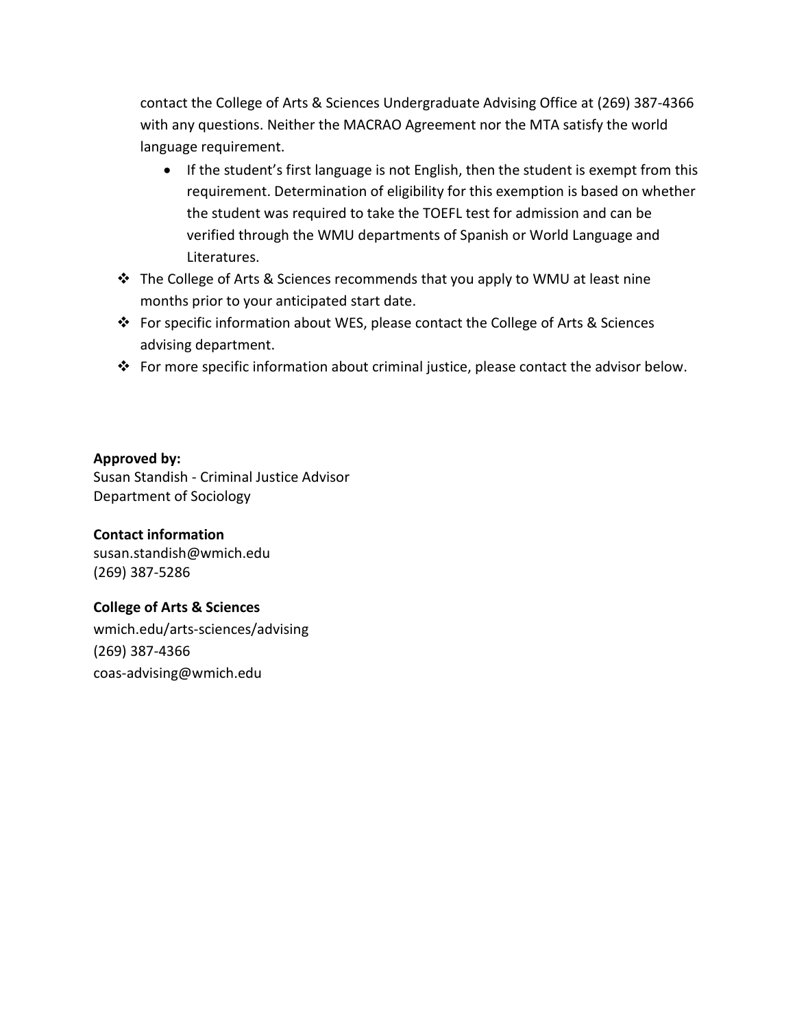contact the College of Arts & Sciences Undergraduate Advising Office at (269) 387-4366 with any questions. Neither the MACRAO Agreement nor the MTA satisfy the world language requirement.

  - If the student's first language is not English, then the student is exempt from this requirement. Determination of eligibility for this exemption is based on whether the student was required to take the TOEFL test for admission and can be verified through the WMU departments of Spanish or World Language and Literatures.

- The College of Arts & Sciences recommends that you apply to WMU at least nine months prior to your anticipated start date.
- For specific information about WES, please contact the College of Arts & Sciences advising department.
- For more specific information about criminal justice, please contact the advisor below.

**Approved by:**
Susan Standish - Criminal Justice Advisor
Department of Sociology

**Contact information**
susan.standish@wmich.edu
(269) 387-5286

**College of Arts & Sciences**
wmich.edu/arts-sciences/advising
(269) 387-4366
coas-advising@wmich.edu